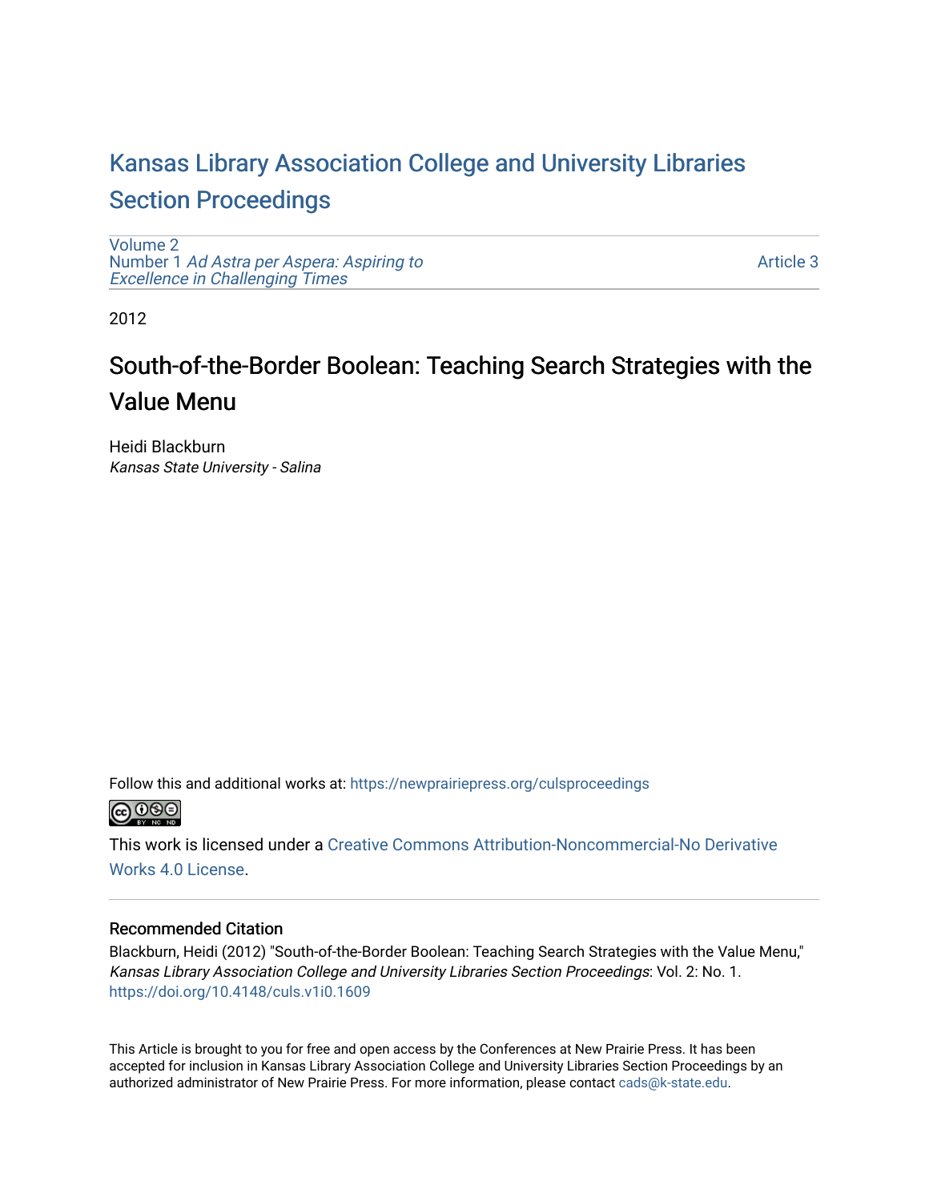# Kansas Library Association College and University Libraries Section Proceedings

Volume 2
Number 1 *Ad Astra per Aspera: Aspiring to Excellence in Challenging Times*

Article 3

2012

## South-of-the-Border Boolean: Teaching Search Strategies with the Value Menu

Heidi Blackburn
*Kansas State University - Salina*

Follow this and additional works at: https://newprairiepress.org/culsproceedings

This work is licensed under a Creative Commons Attribution-Noncommercial-No Derivative Works 4.0 License.

### Recommended Citation

Blackburn, Heidi (2012) "South-of-the-Border Boolean: Teaching Search Strategies with the Value Menu," *Kansas Library Association College and University Libraries Section Proceedings*: Vol. 2: No. 1. https://doi.org/10.4148/culs.v1i0.1609

This Article is brought to you for free and open access by the Conferences at New Prairie Press. It has been accepted for inclusion in Kansas Library Association College and University Libraries Section Proceedings by an authorized administrator of New Prairie Press. For more information, please contact cads@k-state.edu.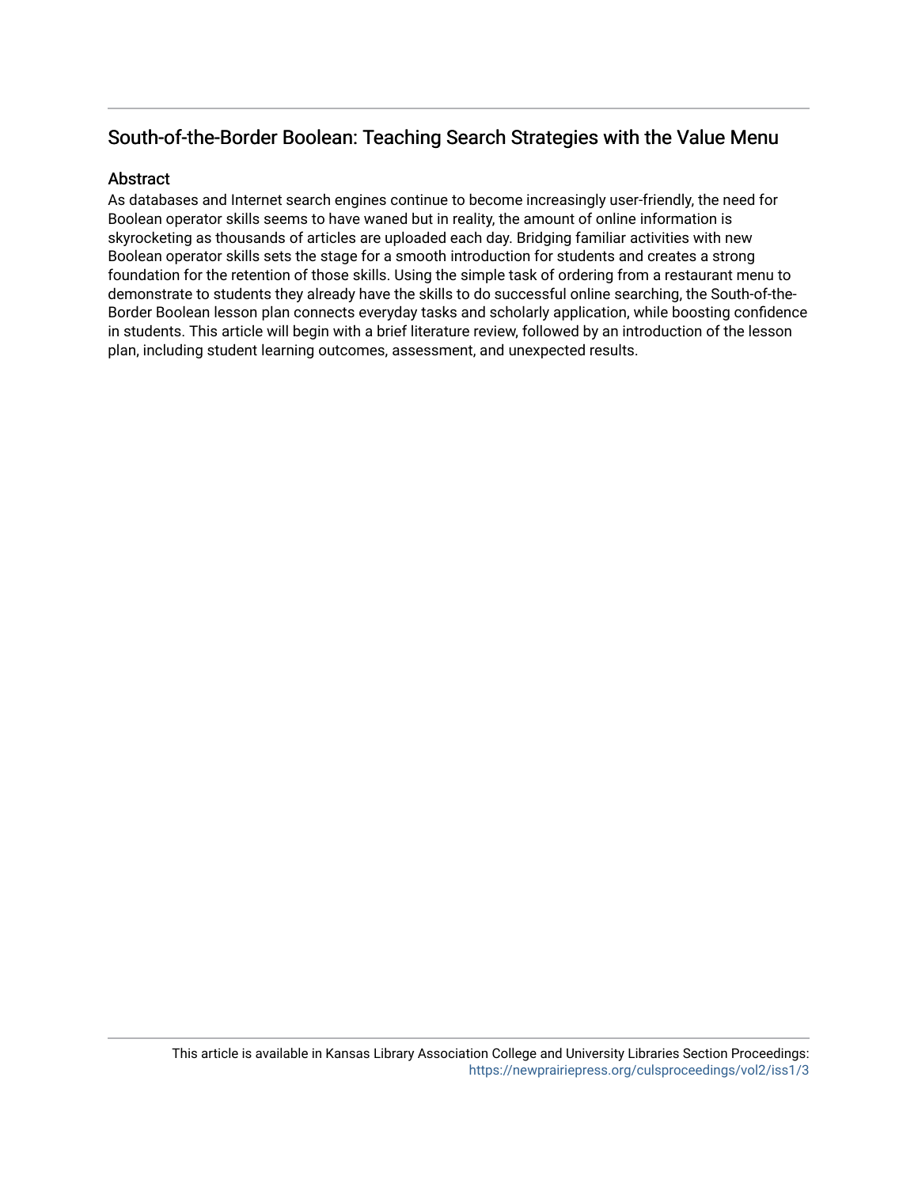## South-of-the-Border Boolean: Teaching Search Strategies with the Value Menu

### Abstract

As databases and Internet search engines continue to become increasingly user-friendly, the need for Boolean operator skills seems to have waned but in reality, the amount of online information is skyrocketing as thousands of articles are uploaded each day. Bridging familiar activities with new Boolean operator skills sets the stage for a smooth introduction for students and creates a strong foundation for the retention of those skills. Using the simple task of ordering from a restaurant menu to demonstrate to students they already have the skills to do successful online searching, the South-of-the-Border Boolean lesson plan connects everyday tasks and scholarly application, while boosting confidence in students. This article will begin with a brief literature review, followed by an introduction of the lesson plan, including student learning outcomes, assessment, and unexpected results.

This article is available in Kansas Library Association College and University Libraries Section Proceedings: https://newprairiepress.org/culsproceedings/vol2/iss1/3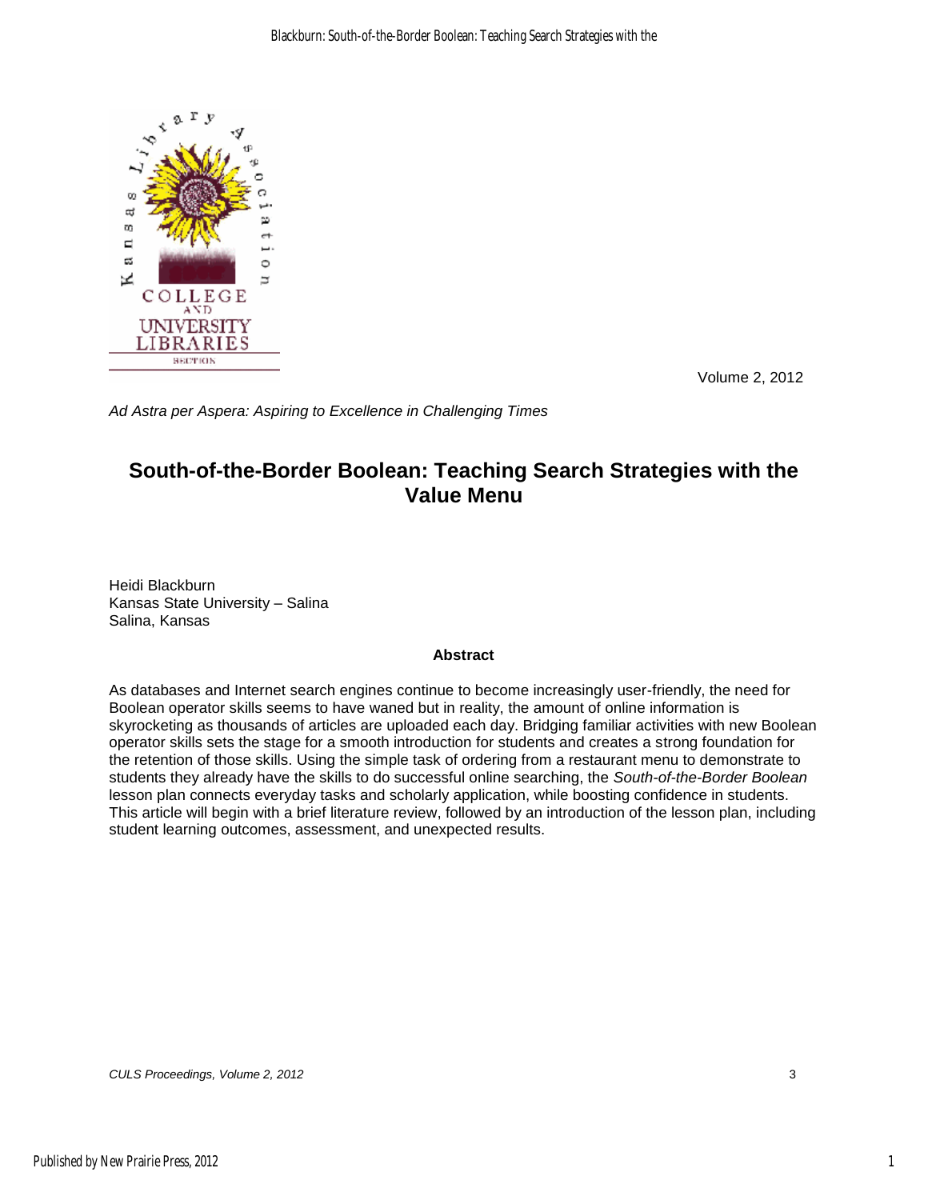Volume 2, 2012

*Ad Astra per Aspera: Aspiring to Excellence in Challenging Times*

# South-of-the-Border Boolean: Teaching Search Strategies with the Value Menu

Heidi Blackburn
Kansas State University – Salina
Salina, Kansas

**Abstract**

As databases and Internet search engines continue to become increasingly user-friendly, the need for Boolean operator skills seems to have waned but in reality, the amount of online information is skyrocketing as thousands of articles are uploaded each day. Bridging familiar activities with new Boolean operator skills sets the stage for a smooth introduction for students and creates a strong foundation for the retention of those skills. Using the simple task of ordering from a restaurant menu to demonstrate to students they already have the skills to do successful online searching, the *South-of-the-Border Boolean* lesson plan connects everyday tasks and scholarly application, while boosting confidence in students. This article will begin with a brief literature review, followed by an introduction of the lesson plan, including student learning outcomes, assessment, and unexpected results.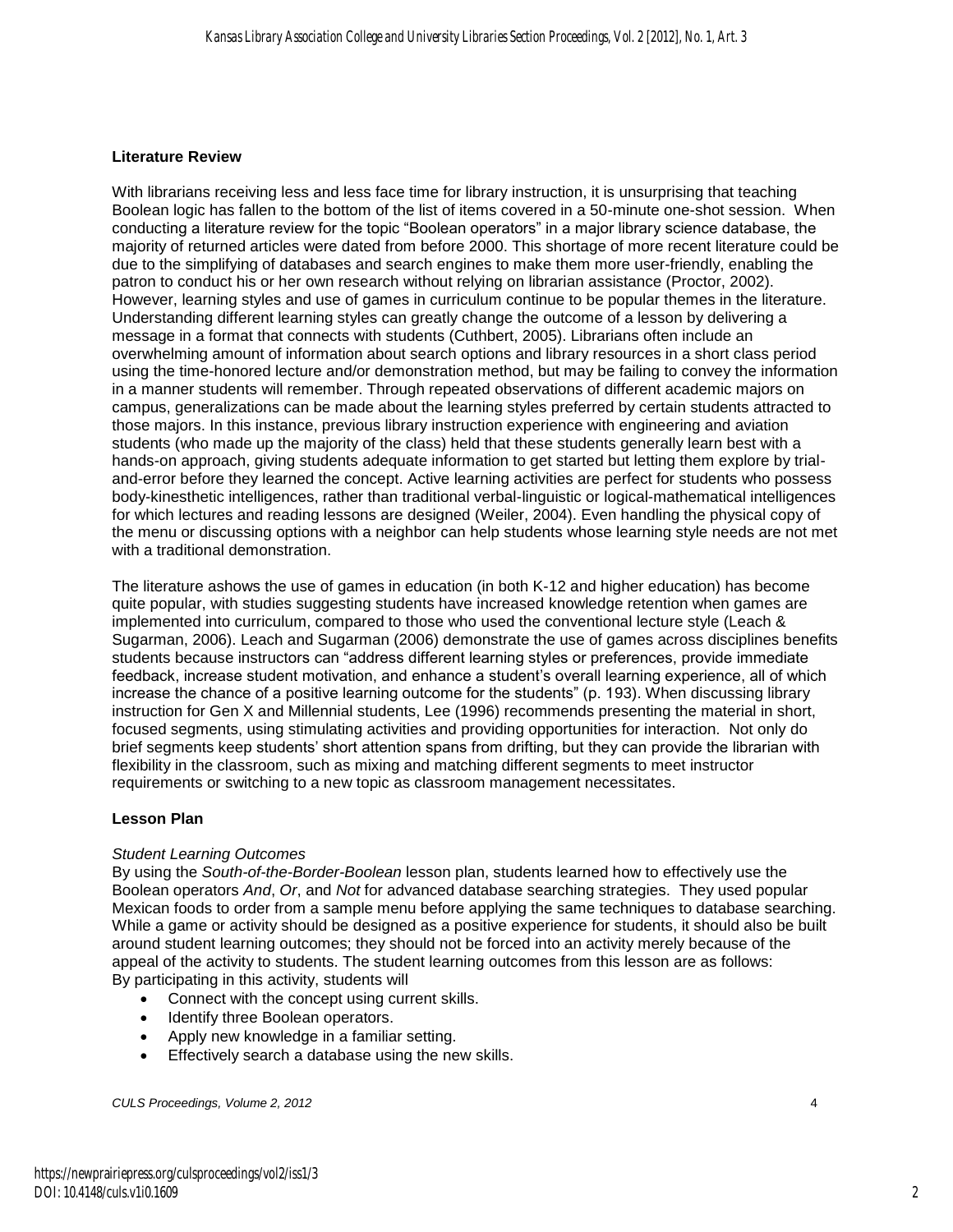## Literature Review

With librarians receiving less and less face time for library instruction, it is unsurprising that teaching Boolean logic has fallen to the bottom of the list of items covered in a 50-minute one-shot session. When conducting a literature review for the topic "Boolean operators" in a major library science database, the majority of returned articles were dated from before 2000. This shortage of more recent literature could be due to the simplifying of databases and search engines to make them more user-friendly, enabling the patron to conduct his or her own research without relying on librarian assistance (Proctor, 2002). However, learning styles and use of games in curriculum continue to be popular themes in the literature. Understanding different learning styles can greatly change the outcome of a lesson by delivering a message in a format that connects with students (Cuthbert, 2005). Librarians often include an overwhelming amount of information about search options and library resources in a short class period using the time-honored lecture and/or demonstration method, but may be failing to convey the information in a manner students will remember. Through repeated observations of different academic majors on campus, generalizations can be made about the learning styles preferred by certain students attracted to those majors. In this instance, previous library instruction experience with engineering and aviation students (who made up the majority of the class) held that these students generally learn best with a hands-on approach, giving students adequate information to get started but letting them explore by trial-and-error before they learned the concept. Active learning activities are perfect for students who possess body-kinesthetic intelligences, rather than traditional verbal-linguistic or logical-mathematical intelligences for which lectures and reading lessons are designed (Weiler, 2004). Even handling the physical copy of the menu or discussing options with a neighbor can help students whose learning style needs are not met with a traditional demonstration.

The literature ashows the use of games in education (in both K-12 and higher education) has become quite popular, with studies suggesting students have increased knowledge retention when games are implemented into curriculum, compared to those who used the conventional lecture style (Leach & Sugarman, 2006). Leach and Sugarman (2006) demonstrate the use of games across disciplines benefits students because instructors can "address different learning styles or preferences, provide immediate feedback, increase student motivation, and enhance a student's overall learning experience, all of which increase the chance of a positive learning outcome for the students" (p. 193). When discussing library instruction for Gen X and Millennial students, Lee (1996) recommends presenting the material in short, focused segments, using stimulating activities and providing opportunities for interaction. Not only do brief segments keep students' short attention spans from drifting, but they can provide the librarian with flexibility in the classroom, such as mixing and matching different segments to meet instructor requirements or switching to a new topic as classroom management necessitates.

## Lesson Plan

### *Student Learning Outcomes*

By using the *South-of-the-Border-Boolean* lesson plan, students learned how to effectively use the Boolean operators *And*, *Or*, and *Not* for advanced database searching strategies. They used popular Mexican foods to order from a sample menu before applying the same techniques to database searching. While a game or activity should be designed as a positive experience for students, it should also be built around student learning outcomes; they should not be forced into an activity merely because of the appeal of the activity to students. The student learning outcomes from this lesson are as follows:
By participating in this activity, students will

- Connect with the concept using current skills.
- Identify three Boolean operators.
- Apply new knowledge in a familiar setting.
- Effectively search a database using the new skills.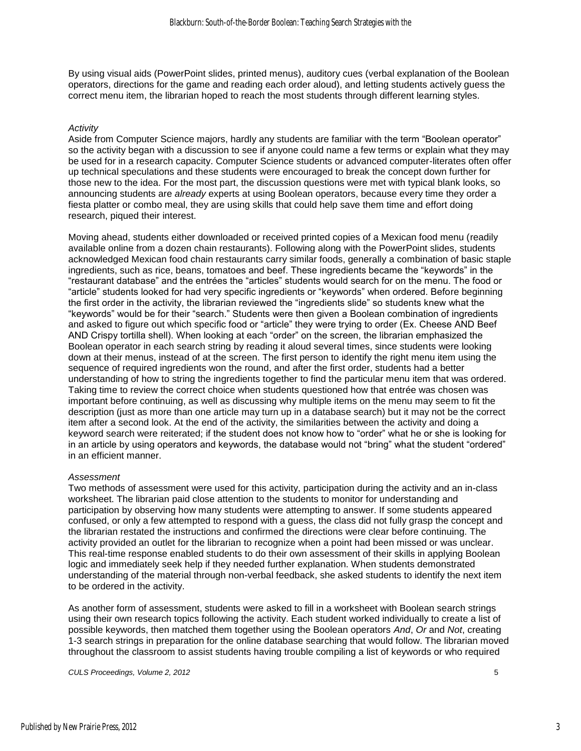By using visual aids (PowerPoint slides, printed menus), auditory cues (verbal explanation of the Boolean operators, directions for the game and reading each order aloud), and letting students actively guess the correct menu item, the librarian hoped to reach the most students through different learning styles.

*Activity*

Aside from Computer Science majors, hardly any students are familiar with the term "Boolean operator" so the activity began with a discussion to see if anyone could name a few terms or explain what they may be used for in a research capacity. Computer Science students or advanced computer-literates often offer up technical speculations and these students were encouraged to break the concept down further for those new to the idea. For the most part, the discussion questions were met with typical blank looks, so announcing students are *already* experts at using Boolean operators, because every time they order a fiesta platter or combo meal, they are using skills that could help save them time and effort doing research, piqued their interest.

Moving ahead, students either downloaded or received printed copies of a Mexican food menu (readily available online from a dozen chain restaurants). Following along with the PowerPoint slides, students acknowledged Mexican food chain restaurants carry similar foods, generally a combination of basic staple ingredients, such as rice, beans, tomatoes and beef. These ingredients became the "keywords" in the "restaurant database" and the entrées the "articles" students would search for on the menu. The food or "article" students looked for had very specific ingredients or "keywords" when ordered. Before beginning the first order in the activity, the librarian reviewed the "ingredients slide" so students knew what the "keywords" would be for their "search." Students were then given a Boolean combination of ingredients and asked to figure out which specific food or "article" they were trying to order (Ex. Cheese AND Beef AND Crispy tortilla shell). When looking at each "order" on the screen, the librarian emphasized the Boolean operator in each search string by reading it aloud several times, since students were looking down at their menus, instead of at the screen. The first person to identify the right menu item using the sequence of required ingredients won the round, and after the first order, students had a better understanding of how to string the ingredients together to find the particular menu item that was ordered. Taking time to review the correct choice when students questioned how that entrée was chosen was important before continuing, as well as discussing why multiple items on the menu may seem to fit the description (just as more than one article may turn up in a database search) but it may not be the correct item after a second look. At the end of the activity, the similarities between the activity and doing a keyword search were reiterated; if the student does not know how to "order" what he or she is looking for in an article by using operators and keywords, the database would not "bring" what the student "ordered" in an efficient manner.

*Assessment*

Two methods of assessment were used for this activity, participation during the activity and an in-class worksheet. The librarian paid close attention to the students to monitor for understanding and participation by observing how many students were attempting to answer. If some students appeared confused, or only a few attempted to respond with a guess, the class did not fully grasp the concept and the librarian restated the instructions and confirmed the directions were clear before continuing. The activity provided an outlet for the librarian to recognize when a point had been missed or was unclear. This real-time response enabled students to do their own assessment of their skills in applying Boolean logic and immediately seek help if they needed further explanation. When students demonstrated understanding of the material through non-verbal feedback, she asked students to identify the next item to be ordered in the activity.

As another form of assessment, students were asked to fill in a worksheet with Boolean search strings using their own research topics following the activity. Each student worked individually to create a list of possible keywords, then matched them together using the Boolean operators *And*, *Or* and *Not*, creating 1-3 search strings in preparation for the online database searching that would follow. The librarian moved throughout the classroom to assist students having trouble compiling a list of keywords or who required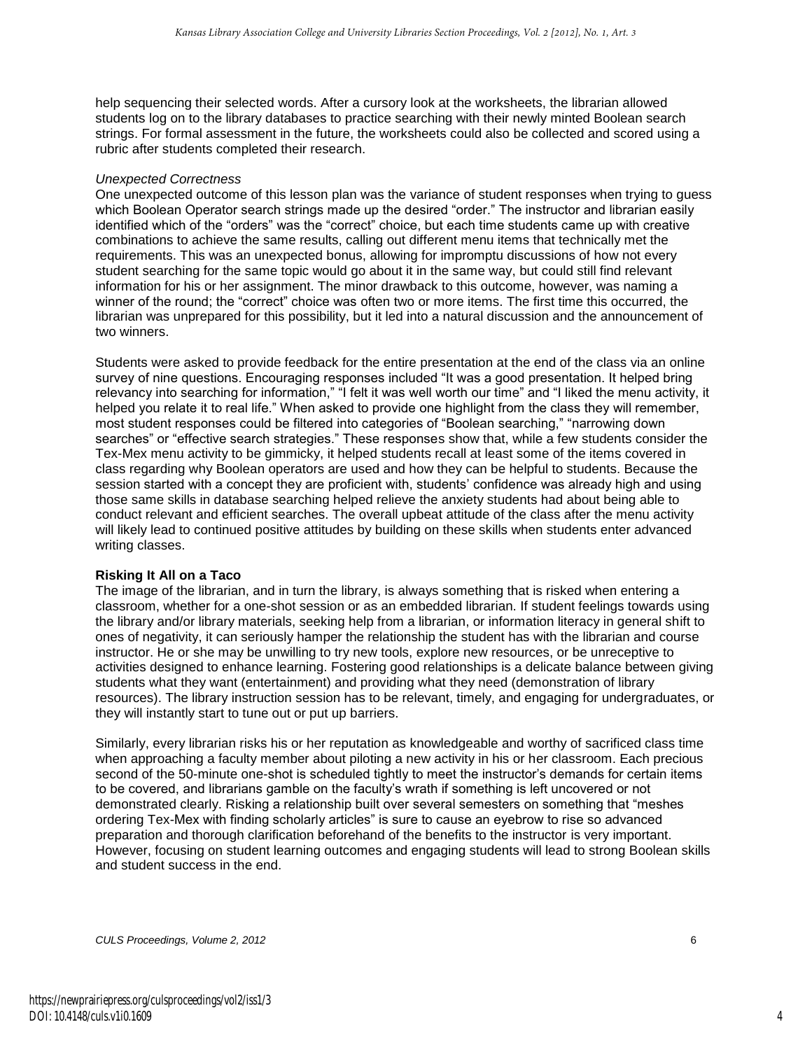help sequencing their selected words. After a cursory look at the worksheets, the librarian allowed students log on to the library databases to practice searching with their newly minted Boolean search strings. For formal assessment in the future, the worksheets could also be collected and scored using a rubric after students completed their research.

*Unexpected Correctness*

One unexpected outcome of this lesson plan was the variance of student responses when trying to guess which Boolean Operator search strings made up the desired "order." The instructor and librarian easily identified which of the "orders" was the "correct" choice, but each time students came up with creative combinations to achieve the same results, calling out different menu items that technically met the requirements. This was an unexpected bonus, allowing for impromptu discussions of how not every student searching for the same topic would go about it in the same way, but could still find relevant information for his or her assignment. The minor drawback to this outcome, however, was naming a winner of the round; the "correct" choice was often two or more items. The first time this occurred, the librarian was unprepared for this possibility, but it led into a natural discussion and the announcement of two winners.

Students were asked to provide feedback for the entire presentation at the end of the class via an online survey of nine questions. Encouraging responses included "It was a good presentation. It helped bring relevancy into searching for information," "I felt it was well worth our time" and "I liked the menu activity, it helped you relate it to real life." When asked to provide one highlight from the class they will remember, most student responses could be filtered into categories of "Boolean searching," "narrowing down searches" or "effective search strategies." These responses show that, while a few students consider the Tex-Mex menu activity to be gimmicky, it helped students recall at least some of the items covered in class regarding why Boolean operators are used and how they can be helpful to students. Because the session started with a concept they are proficient with, students' confidence was already high and using those same skills in database searching helped relieve the anxiety students had about being able to conduct relevant and efficient searches. The overall upbeat attitude of the class after the menu activity will likely lead to continued positive attitudes by building on these skills when students enter advanced writing classes.

**Risking It All on a Taco**

The image of the librarian, and in turn the library, is always something that is risked when entering a classroom, whether for a one-shot session or as an embedded librarian. If student feelings towards using the library and/or library materials, seeking help from a librarian, or information literacy in general shift to ones of negativity, it can seriously hamper the relationship the student has with the librarian and course instructor. He or she may be unwilling to try new tools, explore new resources, or be unreceptive to activities designed to enhance learning. Fostering good relationships is a delicate balance between giving students what they want (entertainment) and providing what they need (demonstration of library resources). The library instruction session has to be relevant, timely, and engaging for undergraduates, or they will instantly start to tune out or put up barriers.

Similarly, every librarian risks his or her reputation as knowledgeable and worthy of sacrificed class time when approaching a faculty member about piloting a new activity in his or her classroom. Each precious second of the 50-minute one-shot is scheduled tightly to meet the instructor's demands for certain items to be covered, and librarians gamble on the faculty's wrath if something is left uncovered or not demonstrated clearly. Risking a relationship built over several semesters on something that "meshes ordering Tex-Mex with finding scholarly articles" is sure to cause an eyebrow to rise so advanced preparation and thorough clarification beforehand of the benefits to the instructor is very important. However, focusing on student learning outcomes and engaging students will lead to strong Boolean skills and student success in the end.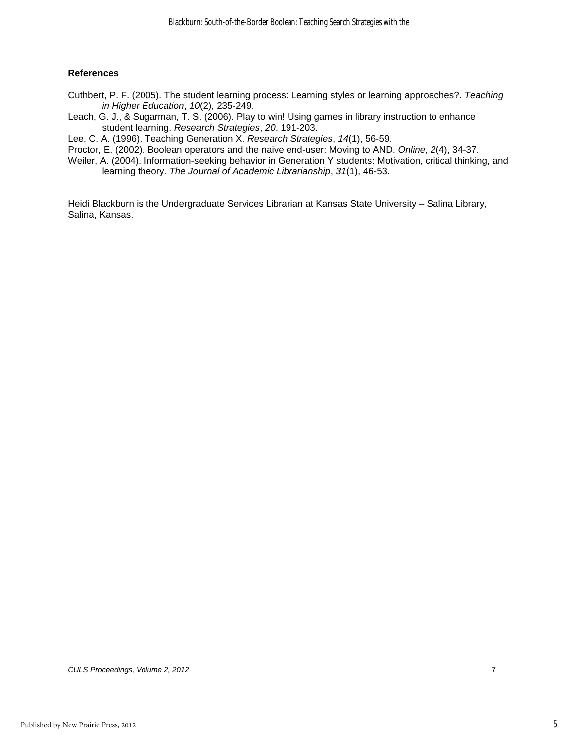## References

Cuthbert, P. F. (2005). The student learning process: Learning styles or learning approaches?. *Teaching in Higher Education*, *10*(2), 235-249.

Leach, G. J., & Sugarman, T. S. (2006). Play to win! Using games in library instruction to enhance student learning. *Research Strategies*, *20*, 191-203.

Lee, C. A. (1996). Teaching Generation X. *Research Strategies*, *14*(1), 56-59.

Proctor, E. (2002). Boolean operators and the naive end-user: Moving to AND. *Online*, *2*(4), 34-37.

Weiler, A. (2004). Information-seeking behavior in Generation Y students: Motivation, critical thinking, and learning theory. *The Journal of Academic Librarianship*, *31*(1), 46-53.

Heidi Blackburn is the Undergraduate Services Librarian at Kansas State University – Salina Library, Salina, Kansas.